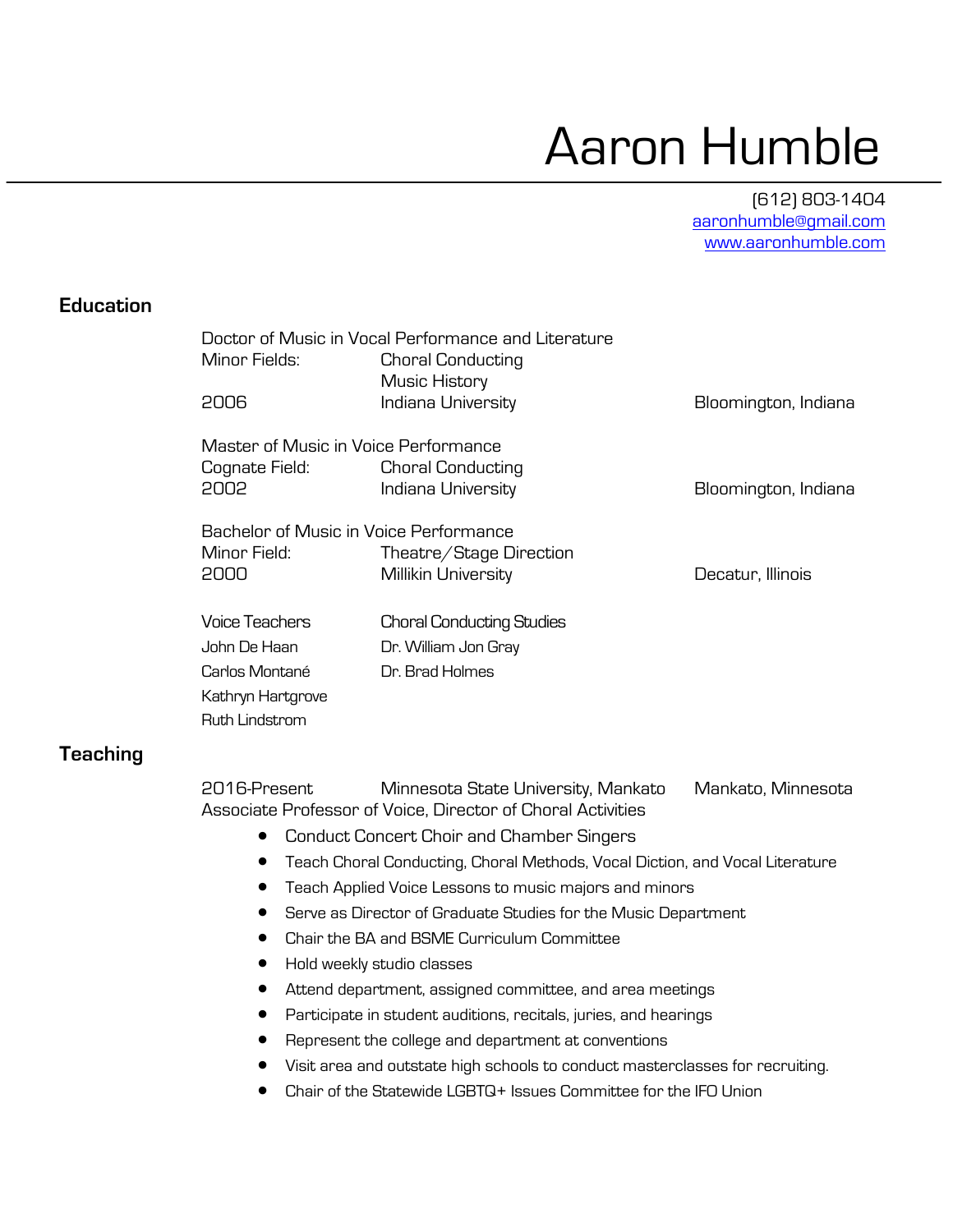# Aaron Humble

(612) 803-1404
aaronhumble@gmail.com
www.aaronhumble.com

## Education

Doctor of Music in Vocal Performance and Literature
Minor Fields: Choral Conducting
Music History
2006 Indiana University Bloomington, Indiana

Master of Music in Voice Performance
Cognate Field: Choral Conducting
2002 Indiana University Bloomington, Indiana

Bachelor of Music in Voice Performance
Minor Field: Theatre/Stage Direction
2000 Millikin University Decatur, Illinois

| Voice Teachers | Choral Conducting Studies |
| --- | --- |
| John De Haan | Dr. William Jon Gray |
| Carlos Montané | Dr. Brad Holmes |
| Kathryn Hartgrove | |
| Ruth Lindstrom | |

## Teaching

2016-Present Minnesota State University, Mankato Mankato, Minnesota
Associate Professor of Voice, Director of Choral Activities

- Conduct Concert Choir and Chamber Singers
- Teach Choral Conducting, Choral Methods, Vocal Diction, and Vocal Literature
- Teach Applied Voice Lessons to music majors and minors
- Serve as Director of Graduate Studies for the Music Department
- Chair the BA and BSME Curriculum Committee
- Hold weekly studio classes
- Attend department, assigned committee, and area meetings
- Participate in student auditions, recitals, juries, and hearings
- Represent the college and department at conventions
- Visit area and outstate high schools to conduct masterclasses for recruiting.
- Chair of the Statewide LGBTQ+ Issues Committee for the IFO Union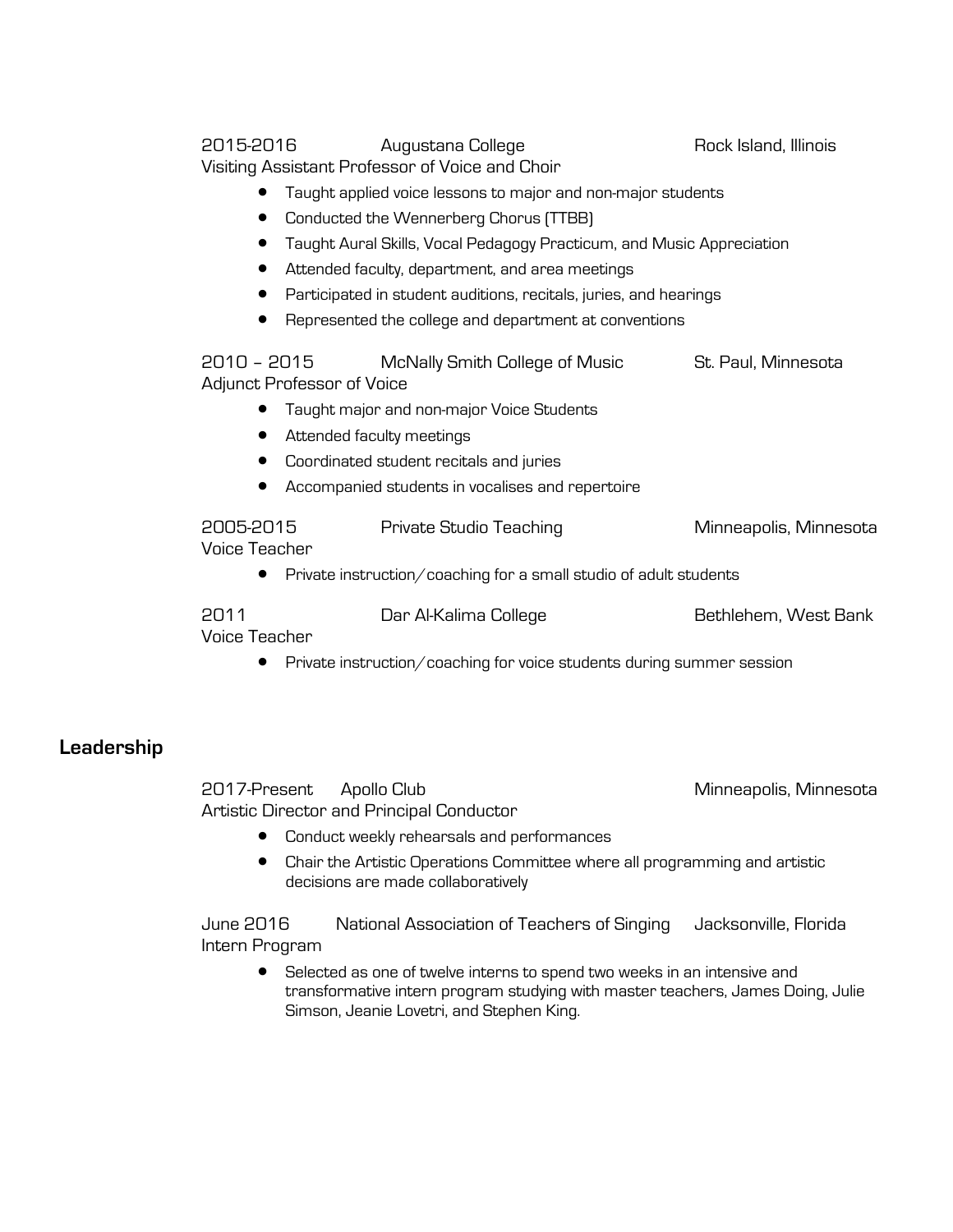2015-2016 Augustana College Rock Island, Illinois
Visiting Assistant Professor of Voice and Choir

- Taught applied voice lessons to major and non-major students
- Conducted the Wennerberg Chorus (TTBB)
- Taught Aural Skills, Vocal Pedagogy Practicum, and Music Appreciation
- Attended faculty, department, and area meetings
- Participated in student auditions, recitals, juries, and hearings
- Represented the college and department at conventions

2010 – 2015 McNally Smith College of Music St. Paul, Minnesota
Adjunct Professor of Voice

- Taught major and non-major Voice Students
- Attended faculty meetings
- Coordinated student recitals and juries
- Accompanied students in vocalises and repertoire

2005-2015 Private Studio Teaching Minneapolis, Minnesota
Voice Teacher

- Private instruction/coaching for a small studio of adult students

2011 Dar Al-Kalima College Bethlehem, West Bank
Voice Teacher

- Private instruction/coaching for voice students during summer session

## Leadership

2017-Present Apollo Club Minneapolis, Minnesota
Artistic Director and Principal Conductor

- Conduct weekly rehearsals and performances
- Chair the Artistic Operations Committee where all programming and artistic decisions are made collaboratively

June 2016 National Association of Teachers of Singing Jacksonville, Florida
Intern Program

- Selected as one of twelve interns to spend two weeks in an intensive and transformative intern program studying with master teachers, James Doing, Julie Simson, Jeanie Lovetri, and Stephen King.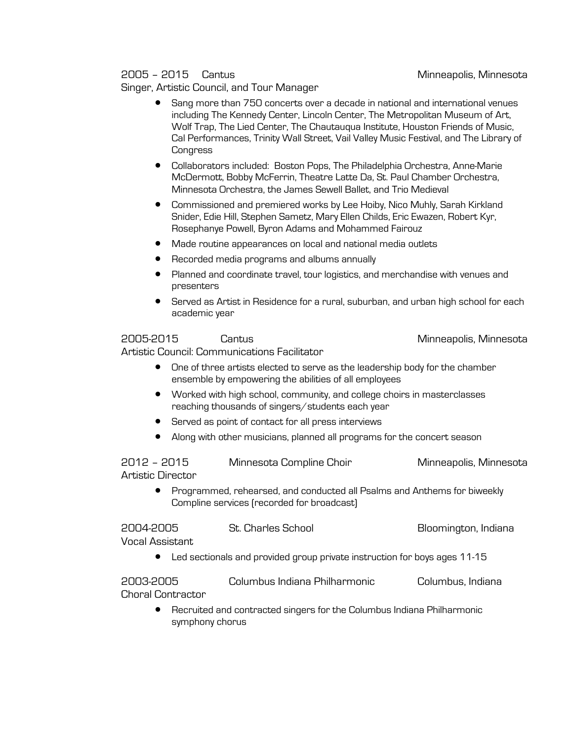2005 – 2015 Cantus Minneapolis, Minnesota

Singer, Artistic Council, and Tour Manager

- Sang more than 750 concerts over a decade in national and international venues including The Kennedy Center, Lincoln Center, The Metropolitan Museum of Art, Wolf Trap, The Lied Center, The Chautauqua Institute, Houston Friends of Music, Cal Performances, Trinity Wall Street, Vail Valley Music Festival, and The Library of Congress
- Collaborators included: Boston Pops, The Philadelphia Orchestra, Anne-Marie McDermott, Bobby McFerrin, Theatre Latte Da, St. Paul Chamber Orchestra, Minnesota Orchestra, the James Sewell Ballet, and Trio Medieval
- Commissioned and premiered works by Lee Hoiby, Nico Muhly, Sarah Kirkland Snider, Edie Hill, Stephen Sametz, Mary Ellen Childs, Eric Ewazen, Robert Kyr, Rosephanye Powell, Byron Adams and Mohammed Fairouz
- Made routine appearances on local and national media outlets
- Recorded media programs and albums annually
- Planned and coordinate travel, tour logistics, and merchandise with venues and presenters
- Served as Artist in Residence for a rural, suburban, and urban high school for each academic year

2005-2015 Cantus Minneapolis, Minnesota

Artistic Council: Communications Facilitator

- One of three artists elected to serve as the leadership body for the chamber ensemble by empowering the abilities of all employees
- Worked with high school, community, and college choirs in masterclasses reaching thousands of singers/students each year
- Served as point of contact for all press interviews
- Along with other musicians, planned all programs for the concert season

2012 – 2015 Minnesota Compline Choir Minneapolis, Minnesota

Artistic Director

- Programmed, rehearsed, and conducted all Psalms and Anthems for biweekly Compline services (recorded for broadcast)

2004-2005 St. Charles School Bloomington, Indiana

Vocal Assistant

- Led sectionals and provided group private instruction for boys ages 11-15

2003-2005 Columbus Indiana Philharmonic Columbus, Indiana

Choral Contractor

- Recruited and contracted singers for the Columbus Indiana Philharmonic symphony chorus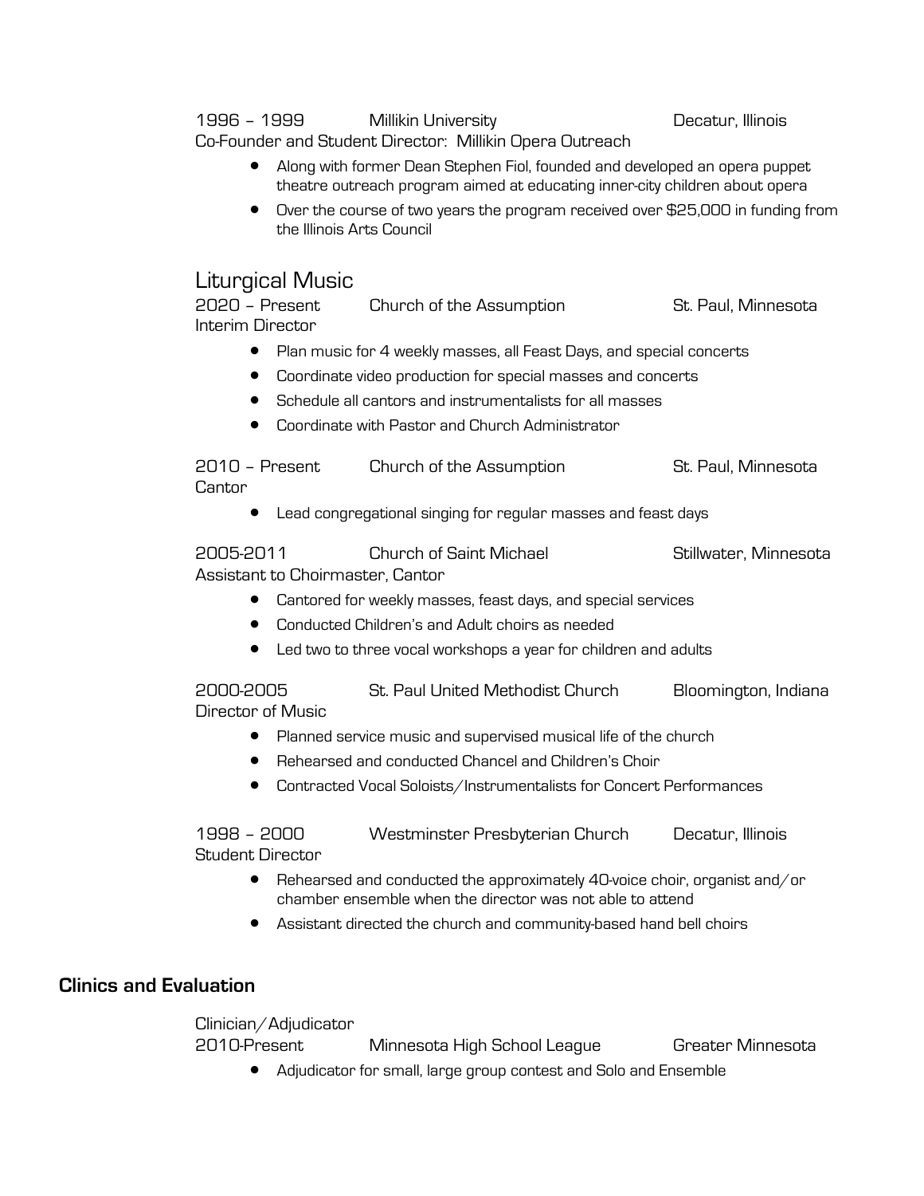1996 – 1999 Millikin University Decatur, Illinois

Co-Founder and Student Director: Millikin Opera Outreach

- Along with former Dean Stephen Fiol, founded and developed an opera puppet theatre outreach program aimed at educating inner-city children about opera
- Over the course of two years the program received over $25,000 in funding from the Illinois Arts Council

## Liturgical Music

2020 – Present Church of the Assumption St. Paul, Minnesota

Interim Director

- Plan music for 4 weekly masses, all Feast Days, and special concerts
- Coordinate video production for special masses and concerts
- Schedule all cantors and instrumentalists for all masses
- Coordinate with Pastor and Church Administrator

2010 – Present Church of the Assumption St. Paul, Minnesota

Cantor

- Lead congregational singing for regular masses and feast days

2005-2011 Church of Saint Michael Stillwater, Minnesota

Assistant to Choirmaster, Cantor

- Cantored for weekly masses, feast days, and special services
- Conducted Children's and Adult choirs as needed
- Led two to three vocal workshops a year for children and adults

2000-2005 St. Paul United Methodist Church Bloomington, Indiana

Director of Music

- Planned service music and supervised musical life of the church
- Rehearsed and conducted Chancel and Children's Choir
- Contracted Vocal Soloists/Instrumentalists for Concert Performances

1998 – 2000 Westminster Presbyterian Church Decatur, Illinois

Student Director

- Rehearsed and conducted the approximately 40-voice choir, organist and/or chamber ensemble when the director was not able to attend
- Assistant directed the church and community-based hand bell choirs

## Clinics and Evaluation

Clinician/Adjudicator

2010-Present Minnesota High School League Greater Minnesota

- Adjudicator for small, large group contest and Solo and Ensemble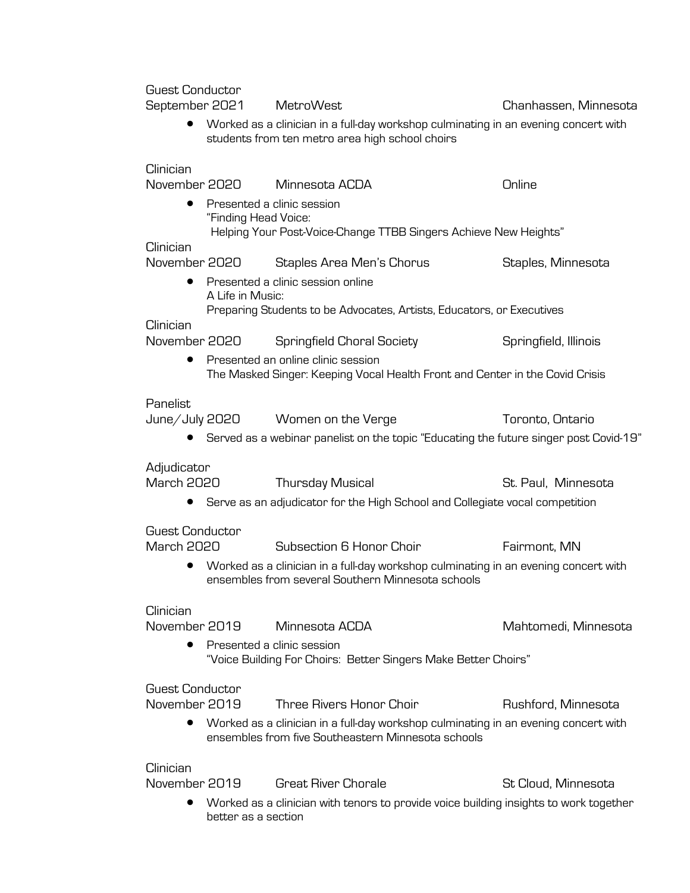Guest Conductor
September 2021 MetroWest Chanhassen, Minnesota

- Worked as a clinician in a full-day workshop culminating in an evening concert with students from ten metro area high school choirs

Clinician
November 2020 Minnesota ACDA Online

- Presented a clinic session
  "Finding Head Voice:
  Helping Your Post-Voice-Change TTBB Singers Achieve New Heights"

Clinician
November 2020 Staples Area Men's Chorus Staples, Minnesota

- Presented a clinic session online
  A Life in Music:
  Preparing Students to be Advocates, Artists, Educators, or Executives

Clinician
November 2020 Springfield Choral Society Springfield, Illinois

- Presented an online clinic session
  The Masked Singer: Keeping Vocal Health Front and Center in the Covid Crisis

Panelist
June/July 2020 Women on the Verge Toronto, Ontario

- Served as a webinar panelist on the topic "Educating the future singer post Covid-19"

Adjudicator
March 2020 Thursday Musical St. Paul, Minnesota

- Serve as an adjudicator for the High School and Collegiate vocal competition

Guest Conductor
March 2020 Subsection 6 Honor Choir Fairmont, MN

- Worked as a clinician in a full-day workshop culminating in an evening concert with ensembles from several Southern Minnesota schools

Clinician
November 2019 Minnesota ACDA Mahtomedi, Minnesota

- Presented a clinic session
  "Voice Building For Choirs: Better Singers Make Better Choirs"

Guest Conductor
November 2019 Three Rivers Honor Choir Rushford, Minnesota

- Worked as a clinician in a full-day workshop culminating in an evening concert with ensembles from five Southeastern Minnesota schools

Clinician
November 2019 Great River Chorale St Cloud, Minnesota

- Worked as a clinician with tenors to provide voice building insights to work together better as a section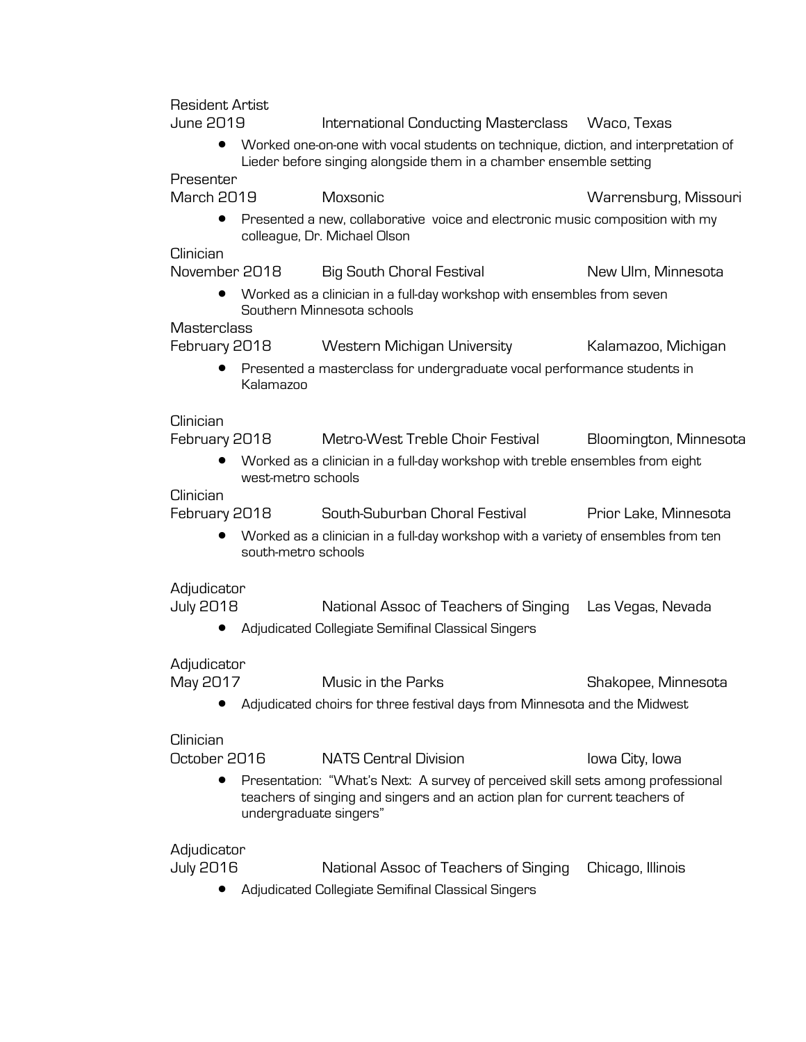Resident Artist
June 2019 International Conducting Masterclass Waco, Texas

- Worked one-on-one with vocal students on technique, diction, and interpretation of Lieder before singing alongside them in a chamber ensemble setting

Presenter
March 2019 Moxsonic Warrensburg, Missouri

- Presented a new, collaborative voice and electronic music composition with my colleague, Dr. Michael Olson

Clinician
November 2018 Big South Choral Festival New Ulm, Minnesota

- Worked as a clinician in a full-day workshop with ensembles from seven Southern Minnesota schools

Masterclass
February 2018 Western Michigan University Kalamazoo, Michigan

- Presented a masterclass for undergraduate vocal performance students in Kalamazoo

Clinician
February 2018 Metro-West Treble Choir Festival Bloomington, Minnesota

- Worked as a clinician in a full-day workshop with treble ensembles from eight west-metro schools

Clinician
February 2018 South-Suburban Choral Festival Prior Lake, Minnesota

- Worked as a clinician in a full-day workshop with a variety of ensembles from ten south-metro schools

Adjudicator
July 2018 National Assoc of Teachers of Singing Las Vegas, Nevada

- Adjudicated Collegiate Semifinal Classical Singers

Adjudicator
May 2017 Music in the Parks Shakopee, Minnesota

- Adjudicated choirs for three festival days from Minnesota and the Midwest

Clinician
October 2016 NATS Central Division Iowa City, Iowa

- Presentation: "What's Next: A survey of perceived skill sets among professional teachers of singing and singers and an action plan for current teachers of undergraduate singers"

Adjudicator
July 2016 National Assoc of Teachers of Singing Chicago, Illinois

- Adjudicated Collegiate Semifinal Classical Singers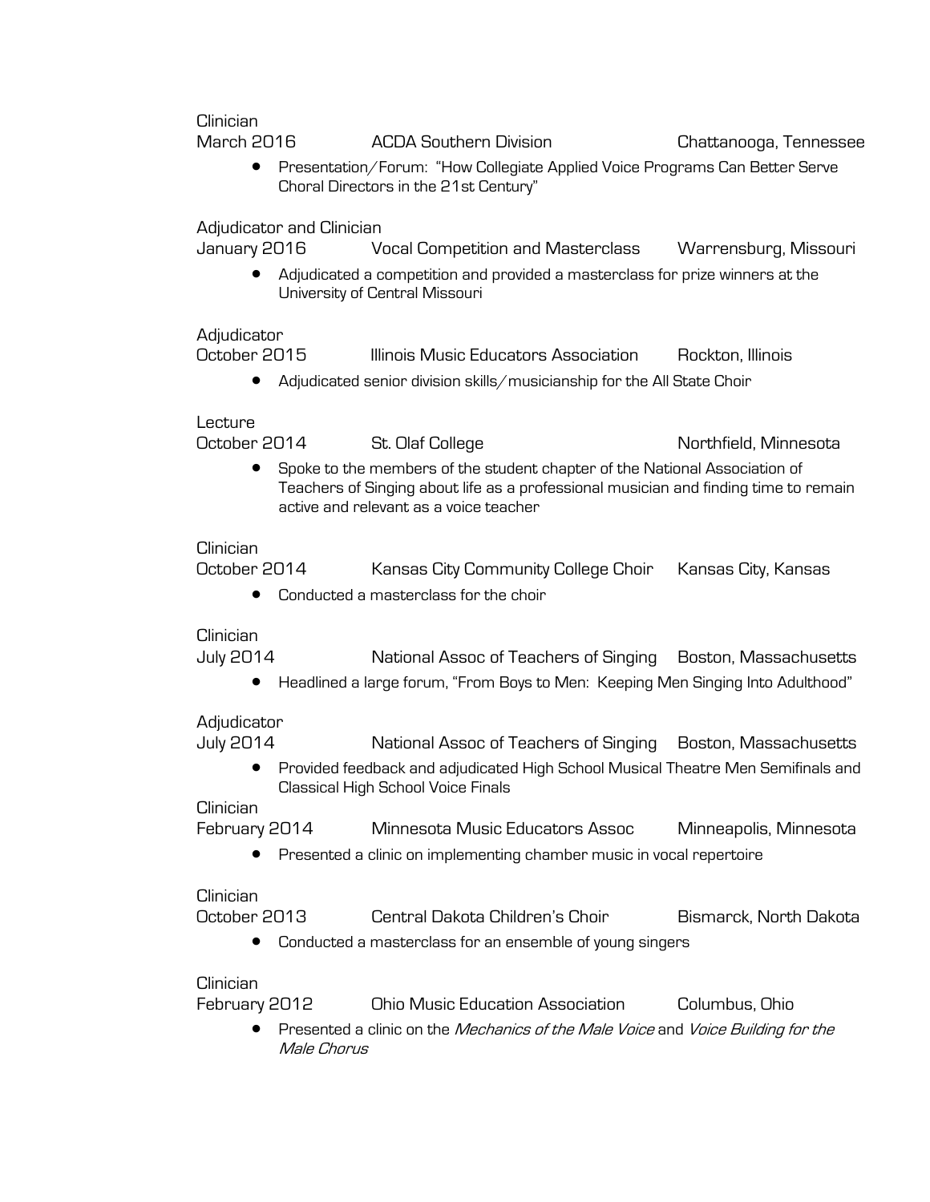Clinician
March 2016 ACDA Southern Division Chattanooga, Tennessee

- Presentation/Forum: "How Collegiate Applied Voice Programs Can Better Serve Choral Directors in the 21st Century"

Adjudicator and Clinician
January 2016 Vocal Competition and Masterclass Warrensburg, Missouri

- Adjudicated a competition and provided a masterclass for prize winners at the University of Central Missouri

Adjudicator
October 2015 Illinois Music Educators Association Rockton, Illinois

- Adjudicated senior division skills/musicianship for the All State Choir

Lecture
October 2014 St. Olaf College Northfield, Minnesota

- Spoke to the members of the student chapter of the National Association of Teachers of Singing about life as a professional musician and finding time to remain active and relevant as a voice teacher

Clinician
October 2014 Kansas City Community College Choir Kansas City, Kansas

- Conducted a masterclass for the choir

Clinician
July 2014 National Assoc of Teachers of Singing Boston, Massachusetts

- Headlined a large forum, "From Boys to Men: Keeping Men Singing Into Adulthood"

Adjudicator
July 2014 National Assoc of Teachers of Singing Boston, Massachusetts

- Provided feedback and adjudicated High School Musical Theatre Men Semifinals and Classical High School Voice Finals

Clinician
February 2014 Minnesota Music Educators Assoc Minneapolis, Minnesota

- Presented a clinic on implementing chamber music in vocal repertoire

Clinician
October 2013 Central Dakota Children's Choir Bismarck, North Dakota

- Conducted a masterclass for an ensemble of young singers

Clinician
February 2012 Ohio Music Education Association Columbus, Ohio

- Presented a clinic on the *Mechanics of the Male Voice* and *Voice Building for the Male Chorus*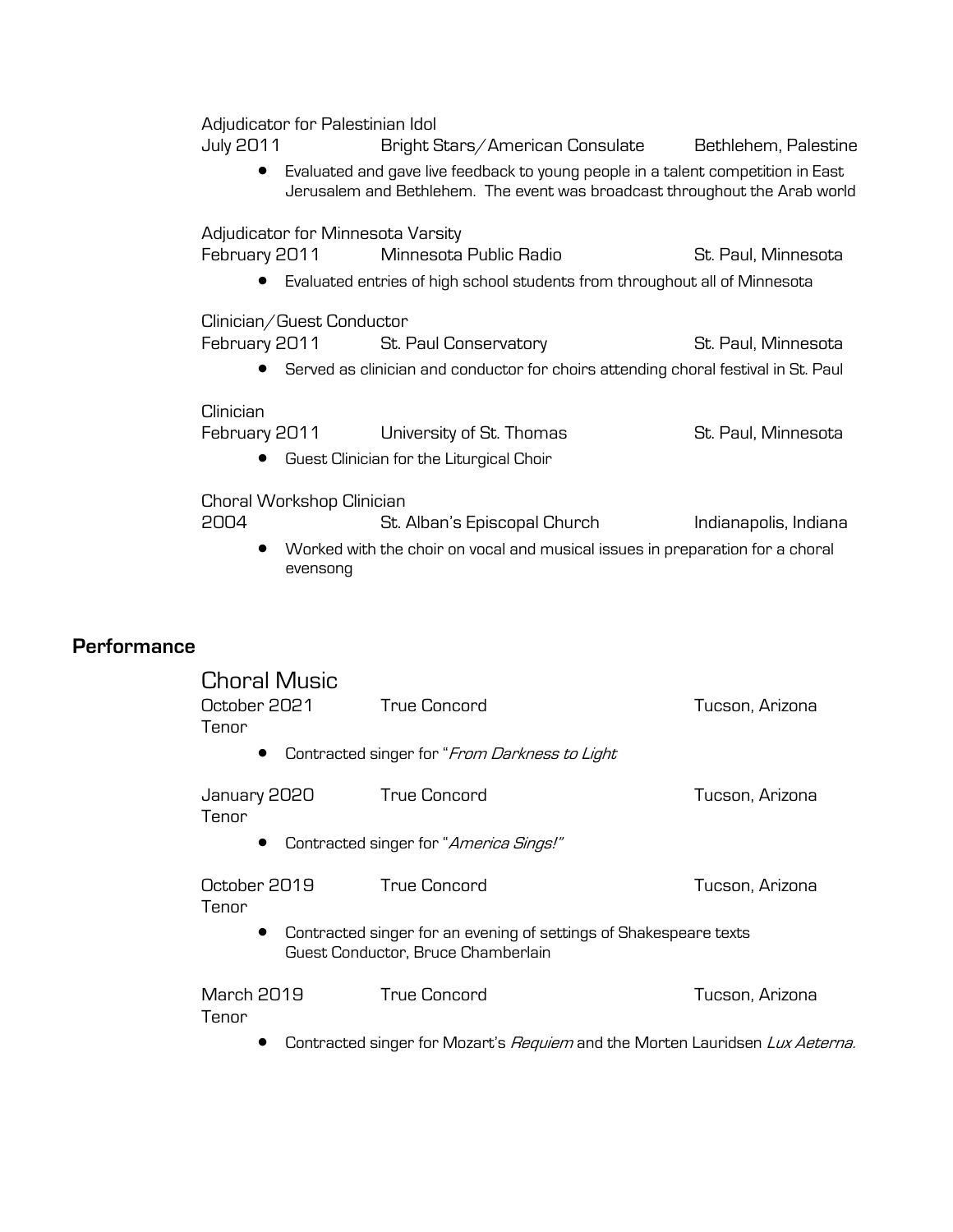Adjudicator for Palestinian Idol
July 2011 Bright Stars/American Consulate Bethlehem, Palestine

- Evaluated and gave live feedback to young people in a talent competition in East Jerusalem and Bethlehem. The event was broadcast throughout the Arab world

Adjudicator for Minnesota Varsity
February 2011 Minnesota Public Radio St. Paul, Minnesota

- Evaluated entries of high school students from throughout all of Minnesota

Clinician/Guest Conductor
February 2011 St. Paul Conservatory St. Paul, Minnesota

- Served as clinician and conductor for choirs attending choral festival in St. Paul

Clinician
February 2011 University of St. Thomas St. Paul, Minnesota

- Guest Clinician for the Liturgical Choir

Choral Workshop Clinician
2004 St. Alban's Episcopal Church Indianapolis, Indiana

- Worked with the choir on vocal and musical issues in preparation for a choral evensong

## Performance

### Choral Music

October 2021 True Concord Tucson, Arizona
Tenor

- Contracted singer for "*From Darkness to Light*

January 2020 True Concord Tucson, Arizona
Tenor

- Contracted singer for "*America Sings!*"

October 2019 True Concord Tucson, Arizona
Tenor

- Contracted singer for an evening of settings of Shakespeare texts
  Guest Conductor, Bruce Chamberlain

March 2019 True Concord Tucson, Arizona
Tenor

- Contracted singer for Mozart's *Requiem* and the Morten Lauridsen *Lux Aeterna.*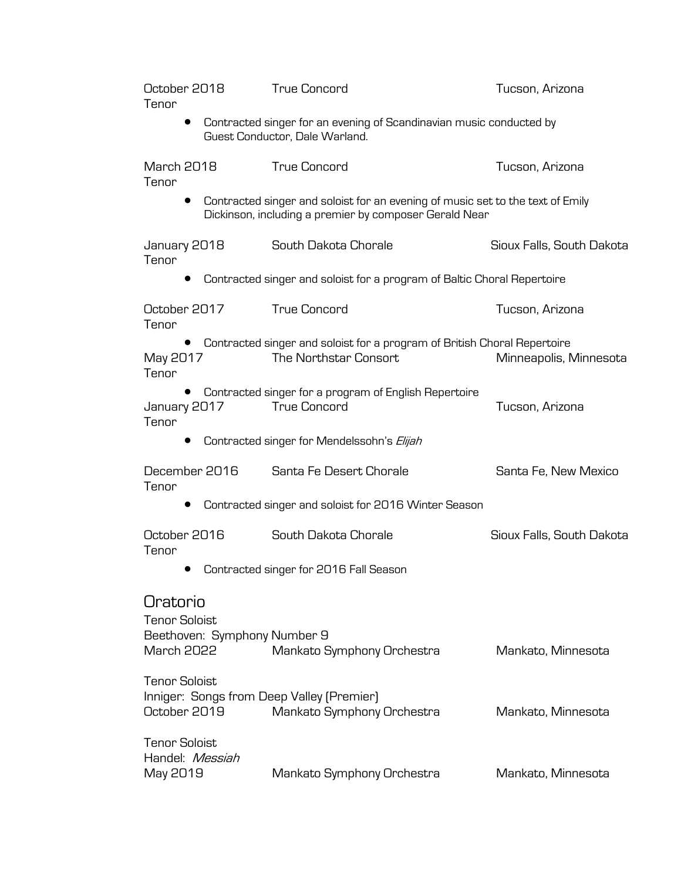October 2018 True Concord Tucson, Arizona
Tenor

- Contracted singer for an evening of Scandinavian music conducted by Guest Conductor, Dale Warland.

March 2018 True Concord Tucson, Arizona
Tenor

- Contracted singer and soloist for an evening of music set to the text of Emily Dickinson, including a premier by composer Gerald Near

January 2018 South Dakota Chorale Sioux Falls, South Dakota
Tenor

- Contracted singer and soloist for a program of Baltic Choral Repertoire

October 2017 True Concord Tucson, Arizona
Tenor

- Contracted singer and soloist for a program of British Choral Repertoire

May 2017 The Northstar Consort Minneapolis, Minnesota
Tenor

- Contracted singer for a program of English Repertoire

January 2017 True Concord Tucson, Arizona
Tenor

- Contracted singer for Mendelssohn's *Elijah*

December 2016 Santa Fe Desert Chorale Santa Fe, New Mexico
Tenor

- Contracted singer and soloist for 2016 Winter Season

October 2016 South Dakota Chorale Sioux Falls, South Dakota
Tenor

- Contracted singer for 2016 Fall Season

## Oratorio

Tenor Soloist
Beethoven: Symphony Number 9
March 2022 Mankato Symphony Orchestra Mankato, Minnesota

Tenor Soloist
Inniger: Songs from Deep Valley (Premier)
October 2019 Mankato Symphony Orchestra Mankato, Minnesota

Tenor Soloist
Handel: *Messiah*
May 2019 Mankato Symphony Orchestra Mankato, Minnesota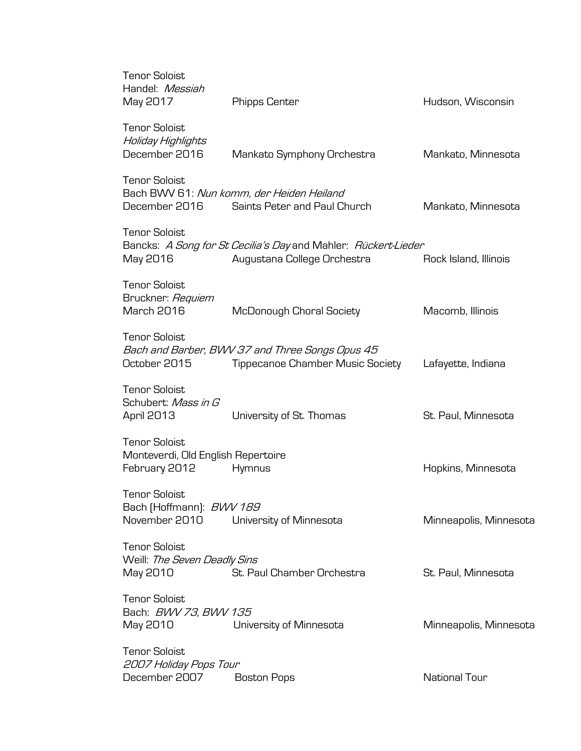Tenor Soloist
Handel: *Messiah*
May 2017 Phipps Center Hudson, Wisconsin

Tenor Soloist
*Holiday Highlights*
December 2016 Mankato Symphony Orchestra Mankato, Minnesota

Tenor Soloist
Bach BWV 61: *Nun komm, der Heiden Heiland*
December 2016 Saints Peter and Paul Church Mankato, Minnesota

Tenor Soloist
Bancks: *A Song for St Cecilia's Day* and Mahler: *Rückert-Lieder*
May 2016 Augustana College Orchestra Rock Island, Illinois

Tenor Soloist
Bruckner: *Requiem*
March 2016 McDonough Choral Society Macomb, Illinois

Tenor Soloist
*Bach and Barber, BWV 37 and Three Songs Opus 45*
October 2015 Tippecanoe Chamber Music Society Lafayette, Indiana

Tenor Soloist
Schubert: *Mass in G*
April 2013 University of St. Thomas St. Paul, Minnesota

Tenor Soloist
Monteverdi, Old English Repertoire
February 2012 Hymnus Hopkins, Minnesota

Tenor Soloist
Bach (Hoffmann): *BWV 189*
November 2010 University of Minnesota Minneapolis, Minnesota

Tenor Soloist
Weill: *The Seven Deadly Sins*
May 2010 St. Paul Chamber Orchestra St. Paul, Minnesota

Tenor Soloist
Bach: *BWV 73, BWV 135*
May 2010 University of Minnesota Minneapolis, Minnesota

Tenor Soloist
*2007 Holiday Pops Tour*
December 2007 Boston Pops National Tour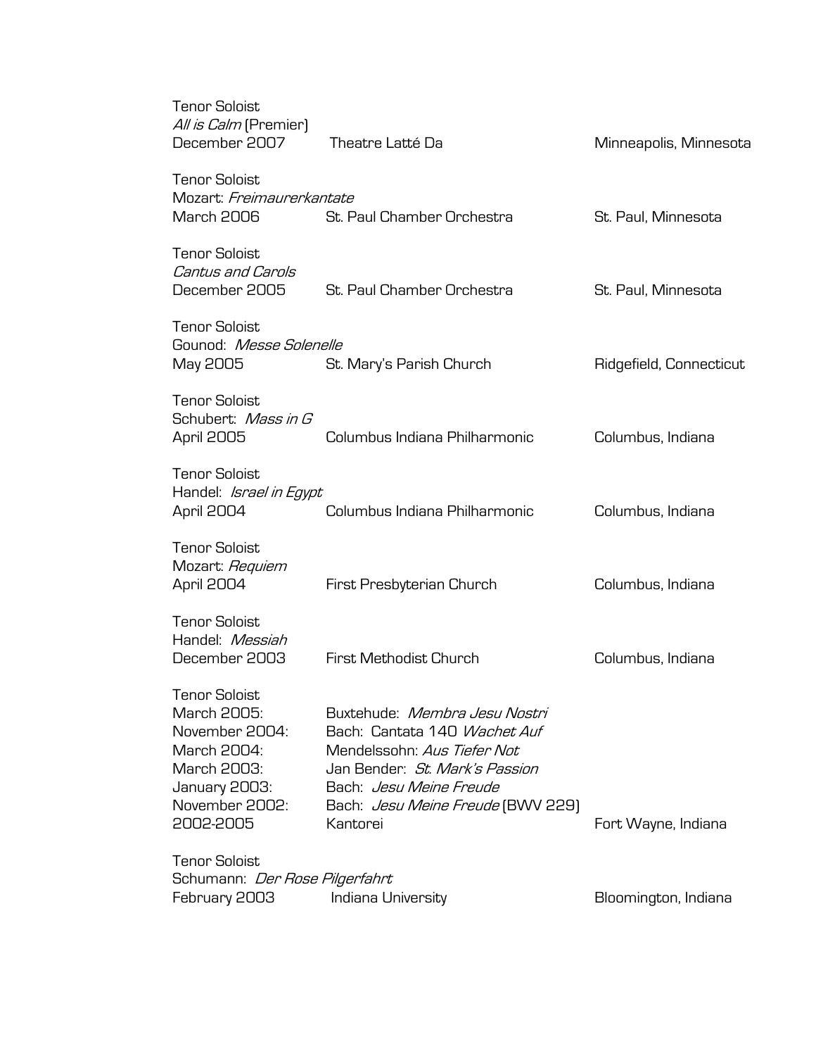Tenor Soloist
*All is Calm* (Premier)
December 2007 Theatre Latté Da Minneapolis, Minnesota

Tenor Soloist
Mozart: *Freimaurerkantate*
March 2006 St. Paul Chamber Orchestra St. Paul, Minnesota

Tenor Soloist
*Cantus and Carols*
December 2005 St. Paul Chamber Orchestra St. Paul, Minnesota

Tenor Soloist
Gounod: *Messe Solenelle*
May 2005 St. Mary's Parish Church Ridgefield, Connecticut

Tenor Soloist
Schubert: *Mass in G*
April 2005 Columbus Indiana Philharmonic Columbus, Indiana

Tenor Soloist
Handel: *Israel in Egypt*
April 2004 Columbus Indiana Philharmonic Columbus, Indiana

Tenor Soloist
Mozart: *Requiem*
April 2004 First Presbyterian Church Columbus, Indiana

Tenor Soloist
Handel: *Messiah*
December 2003 First Methodist Church Columbus, Indiana

Tenor Soloist
March 2005: Buxtehude: *Membra Jesu Nostri*
November 2004: Bach: Cantata 140 *Wachet Auf*
March 2004: Mendelssohn: *Aus Tiefer Not*
March 2003: Jan Bender: *St. Mark's Passion*
January 2003: Bach: *Jesu Meine Freude*
November 2002: Bach: *Jesu Meine Freude* (BWV 229)
2002-2005 Kantorei Fort Wayne, Indiana

Tenor Soloist
Schumann: *Der Rose Pilgerfahrt*
February 2003 Indiana University Bloomington, Indiana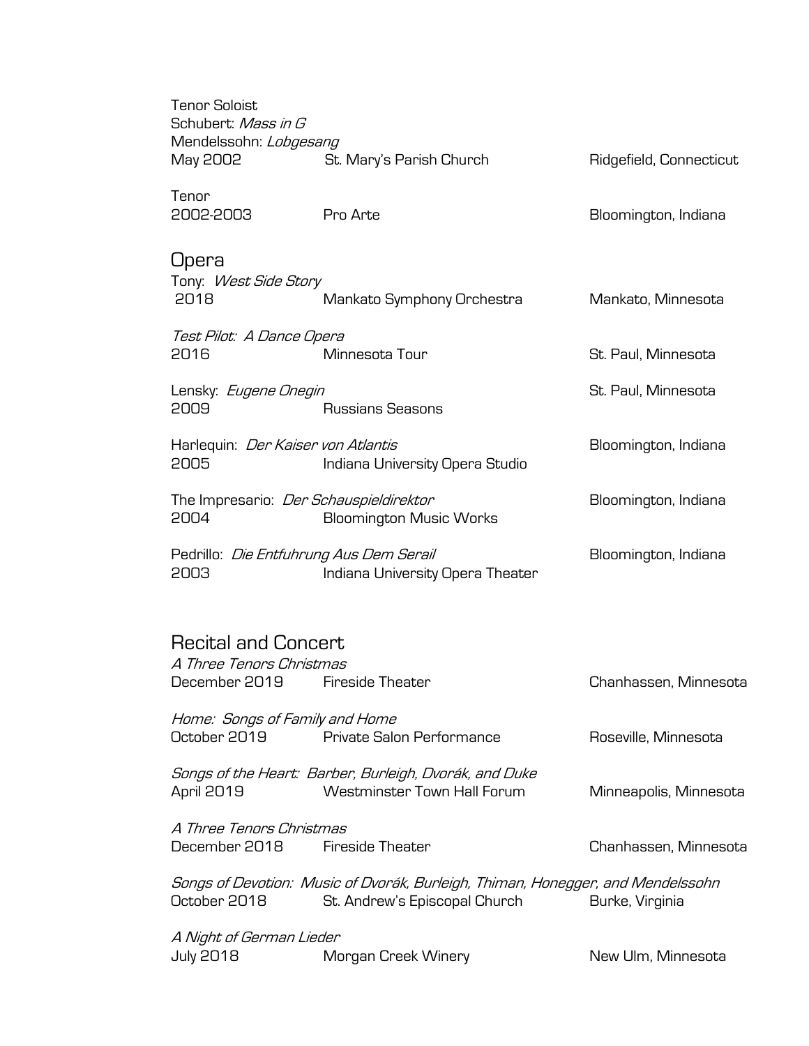Tenor Soloist
Schubert: *Mass in G*
Mendelssohn: *Lobgesang*
May 2002 St. Mary's Parish Church Ridgefield, Connecticut

Tenor
2002-2003 Pro Arte Bloomington, Indiana

## Opera

Tony: *West Side Story*
2018 Mankato Symphony Orchestra Mankato, Minnesota

*Test Pilot: A Dance Opera*
2016 Minnesota Tour St. Paul, Minnesota

Lensky: *Eugene Onegin* St. Paul, Minnesota
2009 Russians Seasons

Harlequin: *Der Kaiser von Atlantis* Bloomington, Indiana
2005 Indiana University Opera Studio

The Impresario: *Der Schauspieldirektor* Bloomington, Indiana
2004 Bloomington Music Works

Pedrillo: *Die Entfuhrung Aus Dem Serail* Bloomington, Indiana
2003 Indiana University Opera Theater

## Recital and Concert

*A Three Tenors Christmas*
December 2019 Fireside Theater Chanhassen, Minnesota

*Home: Songs of Family and Home*
October 2019 Private Salon Performance Roseville, Minnesota

*Songs of the Heart: Barber, Burleigh, Dvorák, and Duke*
April 2019 Westminster Town Hall Forum Minneapolis, Minnesota

*A Three Tenors Christmas*
December 2018 Fireside Theater Chanhassen, Minnesota

*Songs of Devotion: Music of Dvorák, Burleigh, Thiman, Honegger, and Mendelssohn*
October 2018 St. Andrew's Episcopal Church Burke, Virginia

*A Night of German Lieder*
July 2018 Morgan Creek Winery New Ulm, Minnesota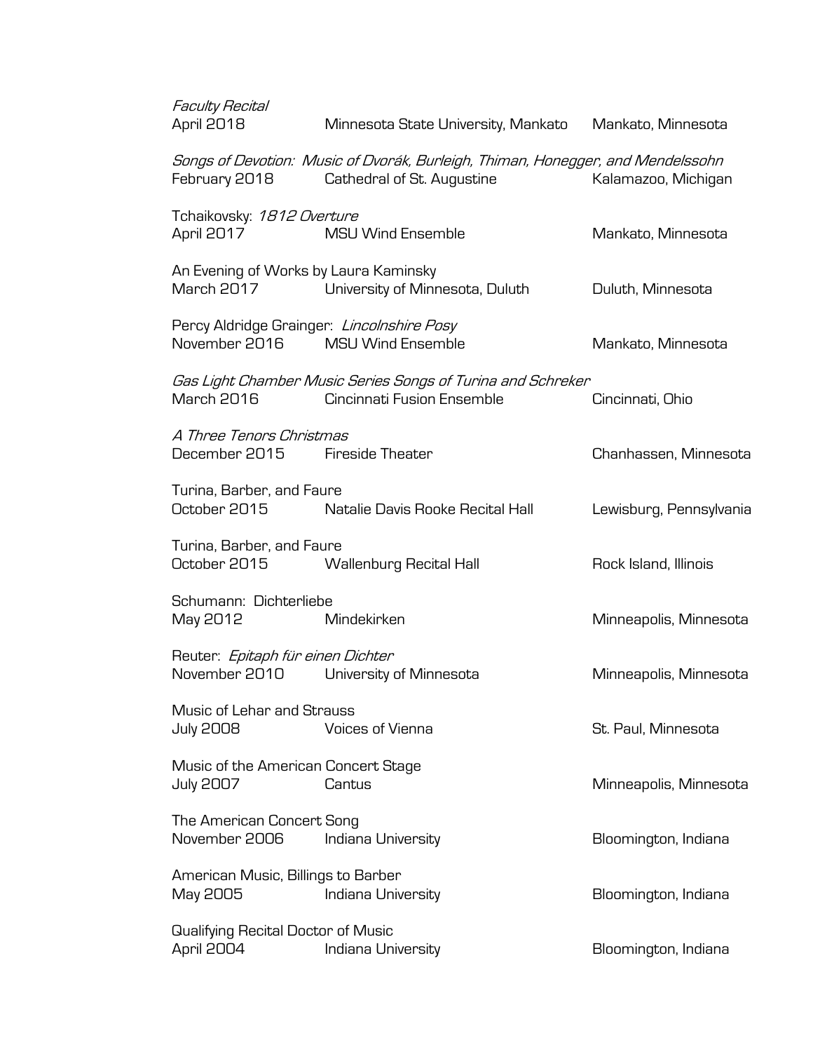*Faculty Recital*
April 2018 | Minnesota State University, Mankato | Mankato, Minnesota

*Songs of Devotion: Music of Dvorák, Burleigh, Thiman, Honegger, and Mendelssohn*
February 2018 | Cathedral of St. Augustine | Kalamazoo, Michigan

Tchaikovsky: *1812 Overture*
April 2017 | MSU Wind Ensemble | Mankato, Minnesota

An Evening of Works by Laura Kaminsky
March 2017 | University of Minnesota, Duluth | Duluth, Minnesota

Percy Aldridge Grainger: *Lincolnshire Posy*
November 2016 | MSU Wind Ensemble | Mankato, Minnesota

*Gas Light Chamber Music Series Songs of Turina and Schreker*
March 2016 | Cincinnati Fusion Ensemble | Cincinnati, Ohio

*A Three Tenors Christmas*
December 2015 | Fireside Theater | Chanhassen, Minnesota

Turina, Barber, and Faure
October 2015 | Natalie Davis Rooke Recital Hall | Lewisburg, Pennsylvania

Turina, Barber, and Faure
October 2015 | Wallenburg Recital Hall | Rock Island, Illinois

Schumann: Dichterliebe
May 2012 | Mindekirken | Minneapolis, Minnesota

Reuter: *Epitaph für einen Dichter*
November 2010 | University of Minnesota | Minneapolis, Minnesota

Music of Lehar and Strauss
July 2008 | Voices of Vienna | St. Paul, Minnesota

Music of the American Concert Stage
July 2007 | Cantus | Minneapolis, Minnesota

The American Concert Song
November 2006 | Indiana University | Bloomington, Indiana

American Music, Billings to Barber
May 2005 | Indiana University | Bloomington, Indiana

Qualifying Recital Doctor of Music
April 2004 | Indiana University | Bloomington, Indiana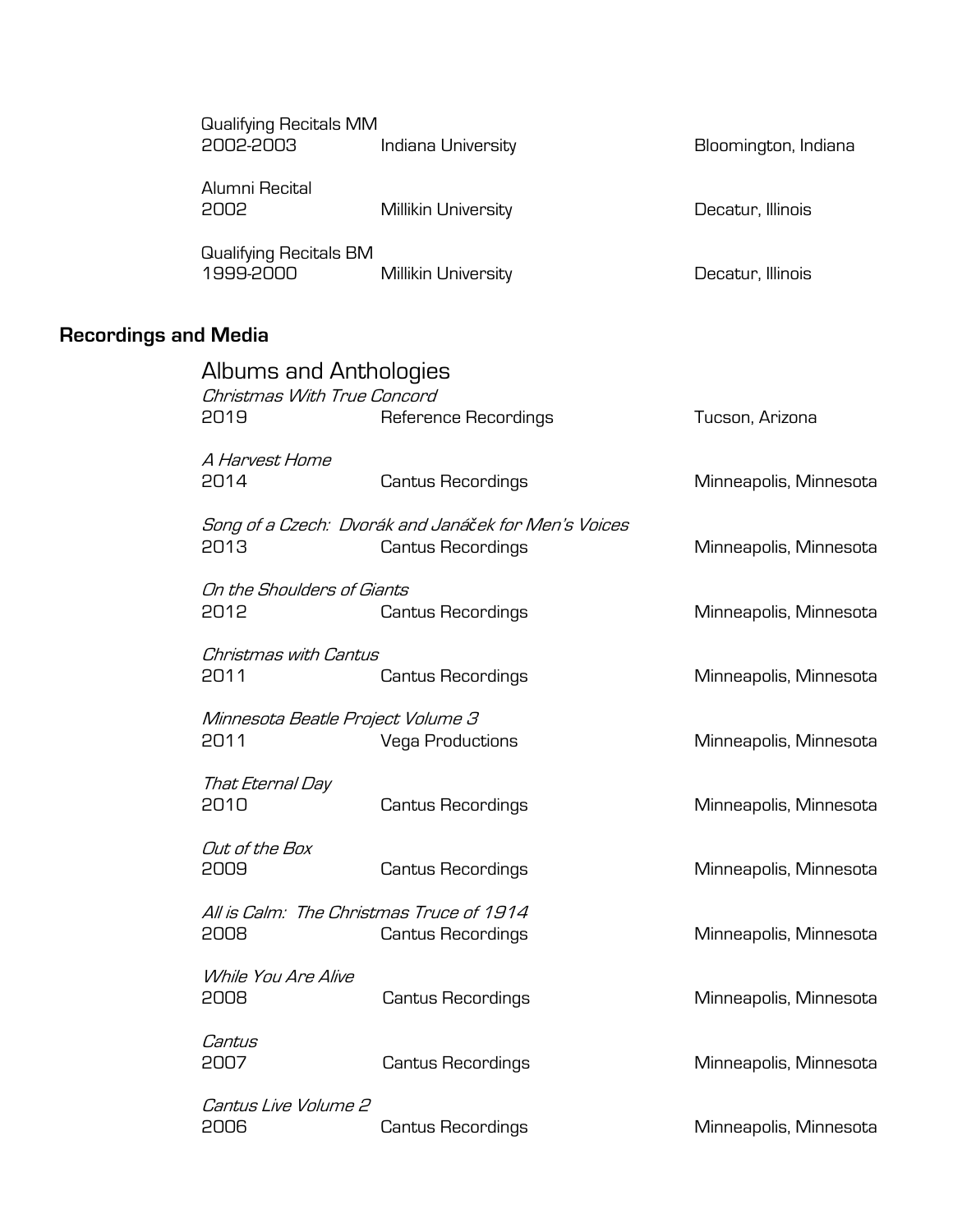Qualifying Recitals MM
2002-2003 Indiana University Bloomington, Indiana

Alumni Recital
2002 Millikin University Decatur, Illinois

Qualifying Recitals BM
1999-2000 Millikin University Decatur, Illinois

## Recordings and Media

### Albums and Anthologies

*Christmas With True Concord*
2019 Reference Recordings Tucson, Arizona

*A Harvest Home*
2014 Cantus Recordings Minneapolis, Minnesota

*Song of a Czech: Dvorák and Janáček for Men's Voices*
2013 Cantus Recordings Minneapolis, Minnesota

*On the Shoulders of Giants*
2012 Cantus Recordings Minneapolis, Minnesota

*Christmas with Cantus*
2011 Cantus Recordings Minneapolis, Minnesota

*Minnesota Beatle Project Volume 3*
2011 Vega Productions Minneapolis, Minnesota

*That Eternal Day*
2010 Cantus Recordings Minneapolis, Minnesota

*Out of the Box*
2009 Cantus Recordings Minneapolis, Minnesota

*All is Calm: The Christmas Truce of 1914*
2008 Cantus Recordings Minneapolis, Minnesota

*While You Are Alive*
2008 Cantus Recordings Minneapolis, Minnesota

*Cantus*
2007 Cantus Recordings Minneapolis, Minnesota

*Cantus Live Volume 2*
2006 Cantus Recordings Minneapolis, Minnesota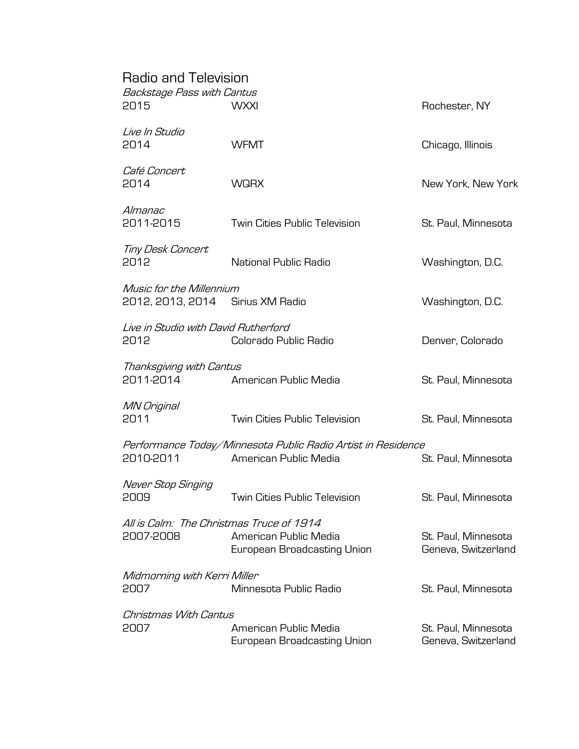## Radio and Television

*Backstage Pass with Cantus*
2015 WXXI Rochester, NY

*Live In Studio*
2014 WFMT Chicago, Illinois

*Café Concert*
2014 WQRX New York, New York

*Almanac*
2011-2015 Twin Cities Public Television St. Paul, Minnesota

*Tiny Desk Concert*
2012 National Public Radio Washington, D.C.

*Music for the Millennium*
2012, 2013, 2014 Sirius XM Radio Washington, D.C.

*Live in Studio with David Rutherford*
2012 Colorado Public Radio Denver, Colorado

*Thanksgiving with Cantus*
2011-2014 American Public Media St. Paul, Minnesota

*MN Original*
2011 Twin Cities Public Television St. Paul, Minnesota

*Performance Today/Minnesota Public Radio Artist in Residence*
2010-2011 American Public Media St. Paul, Minnesota

*Never Stop Singing*
2009 Twin Cities Public Television St. Paul, Minnesota

*All is Calm: The Christmas Truce of 1914*
2007-2008 American Public Media St. Paul, Minnesota
European Broadcasting Union Geneva, Switzerland

*Midmorning with Kerri Miller*
2007 Minnesota Public Radio St. Paul, Minnesota

*Christmas With Cantus*
2007 American Public Media St. Paul, Minnesota
European Broadcasting Union Geneva, Switzerland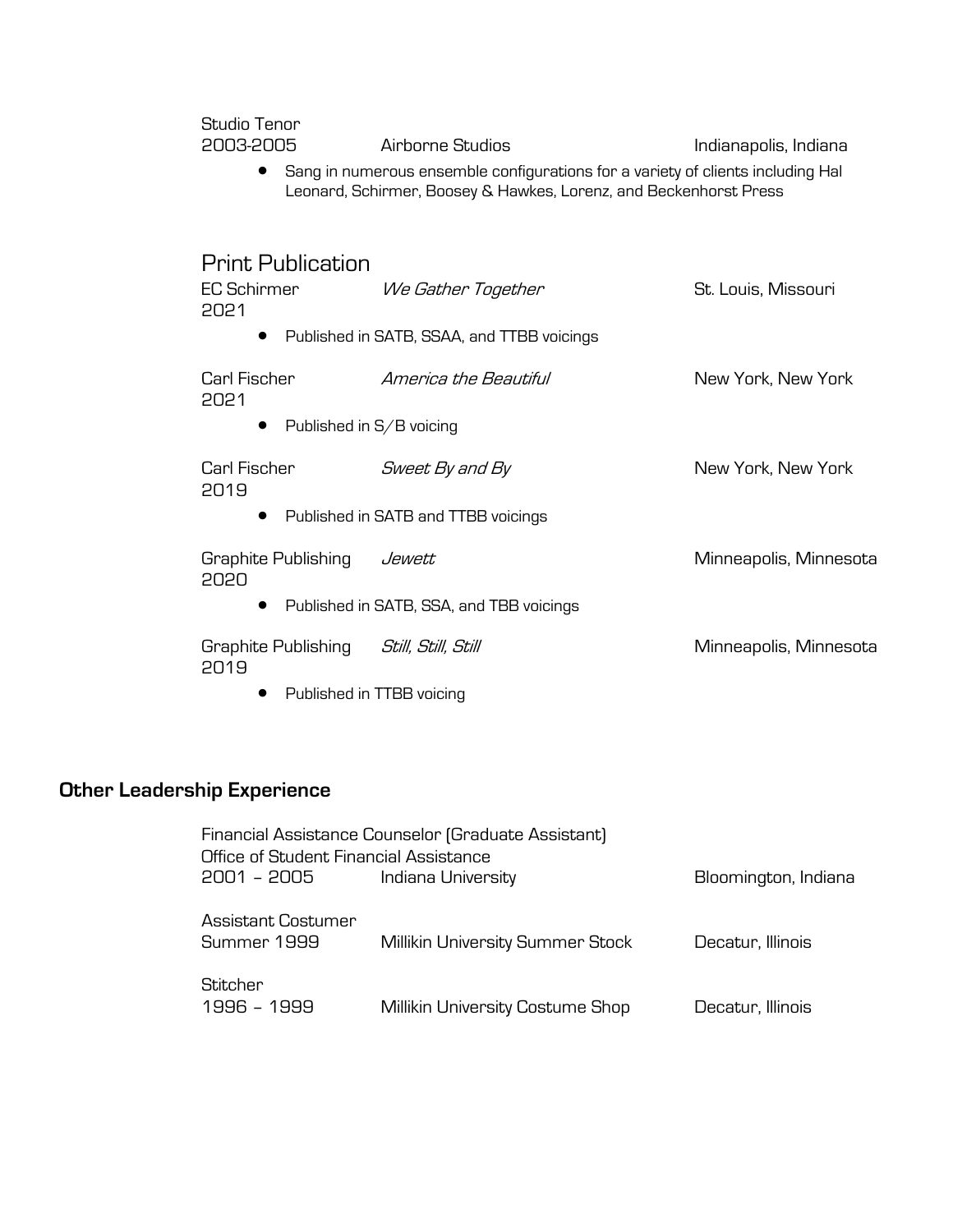Studio Tenor
2003-2005 Airborne Studios Indianapolis, Indiana

- Sang in numerous ensemble configurations for a variety of clients including Hal Leonard, Schirmer, Boosey & Hawkes, Lorenz, and Beckenhorst Press

### Print Publication

EC Schirmer *We Gather Together* St. Louis, Missouri
2021

- Published in SATB, SSAA, and TTBB voicings

Carl Fischer *America the Beautiful* New York, New York
2021

- Published in S/B voicing

Carl Fischer *Sweet By and By* New York, New York
2019

- Published in SATB and TTBB voicings

Graphite Publishing *Jewett* Minneapolis, Minnesota
2020

- Published in SATB, SSA, and TBB voicings

Graphite Publishing *Still, Still, Still* Minneapolis, Minnesota
2019

- Published in TTBB voicing

## Other Leadership Experience

Financial Assistance Counselor (Graduate Assistant)
Office of Student Financial Assistance
2001 – 2005 Indiana University Bloomington, Indiana

Assistant Costumer
Summer 1999 Millikin University Summer Stock Decatur, Illinois

Stitcher
1996 – 1999 Millikin University Costume Shop Decatur, Illinois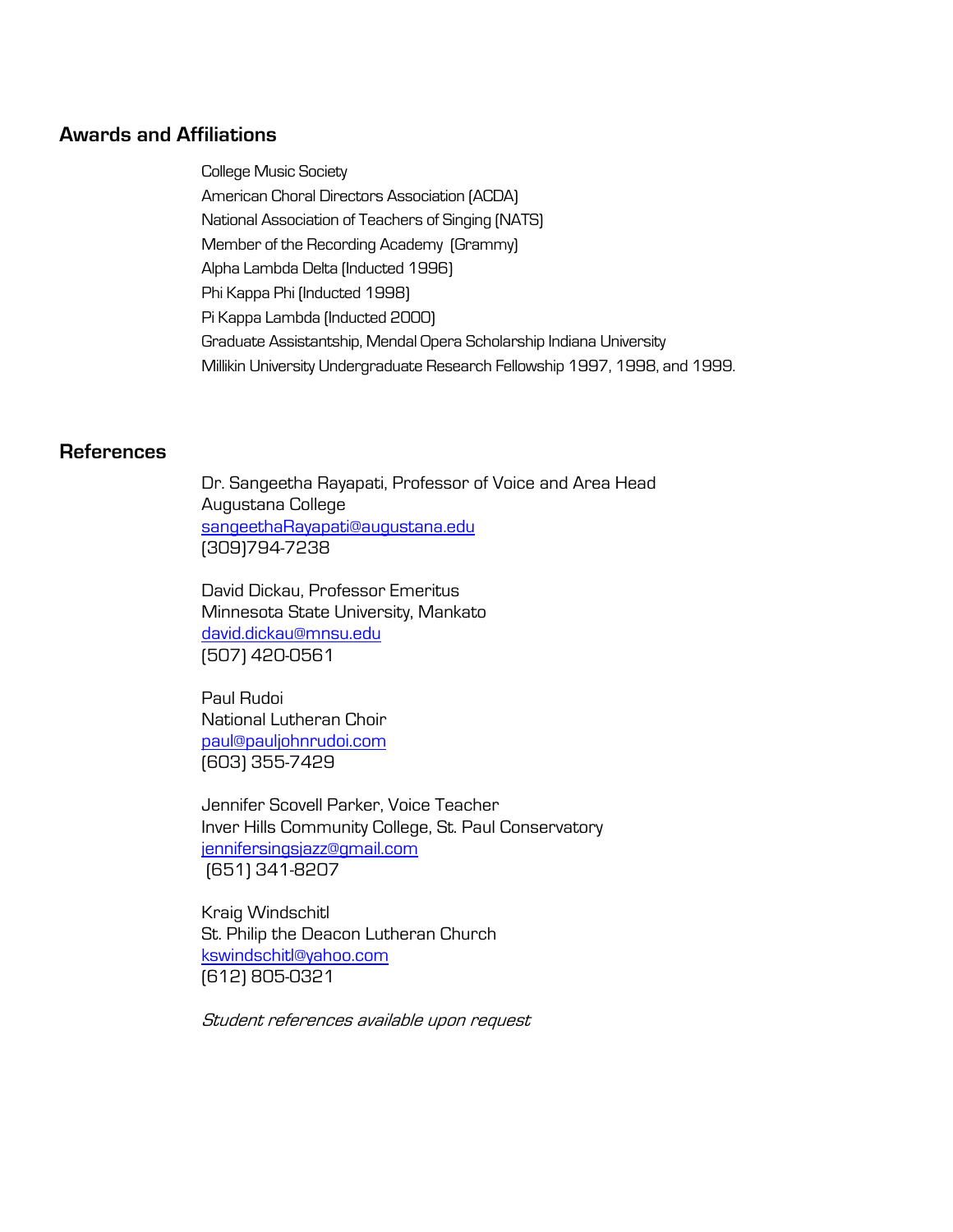## Awards and Affiliations

College Music Society
American Choral Directors Association (ACDA)
National Association of Teachers of Singing (NATS)
Member of the Recording Academy (Grammy)
Alpha Lambda Delta (Inducted 1996)
Phi Kappa Phi (Inducted 1998)
Pi Kappa Lambda (Inducted 2000)
Graduate Assistantship, Mendal Opera Scholarship Indiana University
Millikin University Undergraduate Research Fellowship 1997, 1998, and 1999.

## References

Dr. Sangeetha Rayapati, Professor of Voice and Area Head
Augustana College
sangeethaRayapati@augustana.edu
(309)794-7238

David Dickau, Professor Emeritus
Minnesota State University, Mankato
david.dickau@mnsu.edu
(507) 420-0561

Paul Rudoi
National Lutheran Choir
paul@pauljohnrudoi.com
(603) 355-7429

Jennifer Scovell Parker, Voice Teacher
Inver Hills Community College, St. Paul Conservatory
jennifersingsjazz@gmail.com
(651) 341-8207

Kraig Windschitl
St. Philip the Deacon Lutheran Church
kswindschitl@yahoo.com
(612) 805-0321

*Student references available upon request*